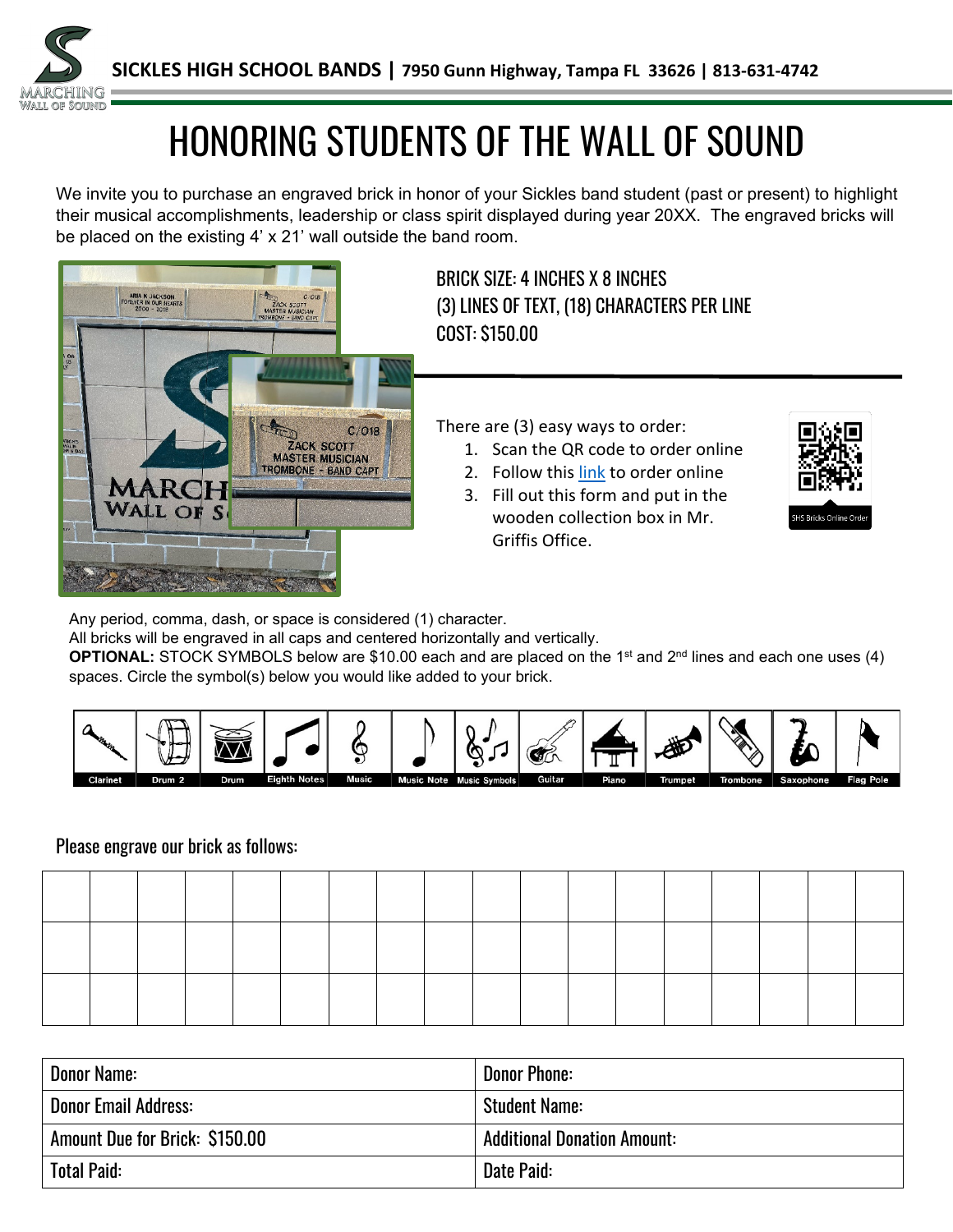**SICKLES HIGH SCHOOL BANDS | 7950 Gunn Highway, Tampa FL 33626 | 813-631-4742**

# HONORING STUDENTS OF THE WALL OF SOUND

We invite you to purchase an engraved brick in honor of your Sickles band student (past or present) to highlight their musical accomplishments, leadership or class spirit displayed during year 20XX. The engraved bricks will be placed on the existing 4' x 21' wall outside the band room.

BRICK SIZE: 4 INCHES X 8 INCHES
(3) LINES OF TEXT, (18) CHARACTERS PER LINE
COST: $150.00

There are (3) easy ways to order:

1. Scan the QR code to order online
2. Follow this link to order online
3. Fill out this form and put in the wooden collection box in Mr. Griffis Office.

SHS Bricks Online Order

Any period, comma, dash, or space is considered (1) character.
All bricks will be engraved in all caps and centered horizontally and vertically.
**OPTIONAL:** STOCK SYMBOLS below are $10.00 each and are placed on the 1st and 2nd lines and each one uses (4) spaces. Circle the symbol(s) below you would like added to your brick.

| Clarinet | Drum 2 | Drum | Eighth Notes | Music | Music Note | Music Symbols | Guitar | Piano | Trumpet | Trombone | Saxophone | Flag Pole |
|---|---|---|---|---|---|---|---|---|---|---|---|---|

Please engrave our brick as follows:

| | | | | | | | | | | | | | | | | | |
|---|---|---|---|---|---|---|---|---|---|---|---|---|---|---|---|---|---|
| | | | | | | | | | | | | | | | | | |
| | | | | | | | | | | | | | | | | | |
| | | | | | | | | | | | | | | | | | |

| Donor Name: | Donor Phone: |
|---|---|
| Donor Email Address: | Student Name: |
| Amount Due for Brick: $150.00 | Additional Donation Amount: |
| Total Paid: | Date Paid: |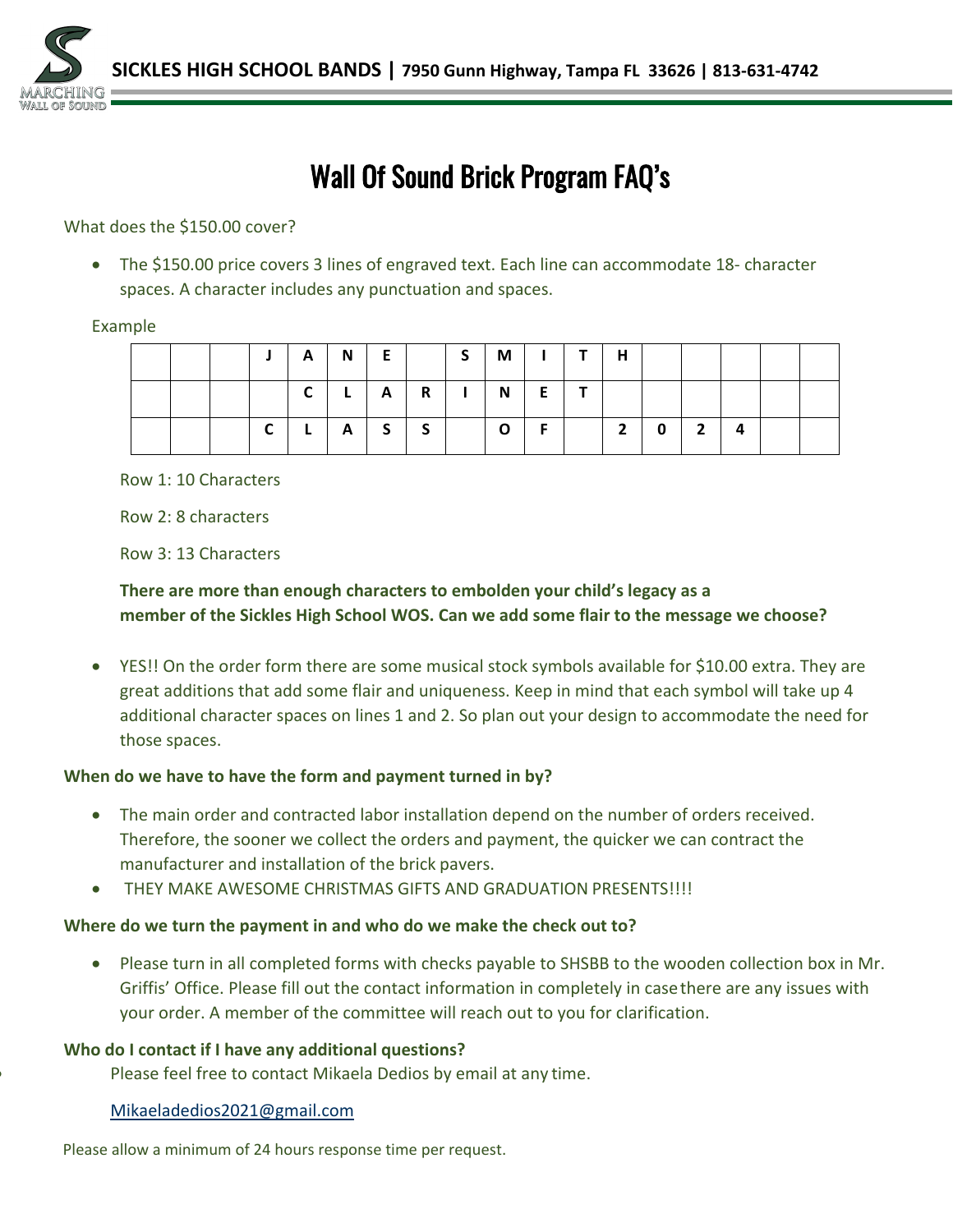# Wall Of Sound Brick Program FAQ's

What does the $150.00 cover?

- The $150.00 price covers 3 lines of engraved text. Each line can accommodate 18- character spaces. A character includes any punctuation and spaces.

Example

| | | | | | | | | | | | | | | | | | |
|---|---|---|---|---|---|---|---|---|---|---|---|---|---|---|---|---|---|
| | | | **J** | **A** | **N** | **E** | | **S** | **M** | **I** | **T** | **H** | | | | | |
| | | | | **C** | **L** | **A** | **R** | **I** | **N** | **E** | **T** | | | | | | |
| | | | **C** | **L** | **A** | **S** | **S** | | **O** | **F** | | **2** | **0** | **2** | **4** | | |

Row 1: 10 Characters

Row 2: 8 characters

Row 3: 13 Characters

**There are more than enough characters to embolden your child's legacy as a member of the Sickles High School WOS. Can we add some flair to the message we choose?**

- YES!! On the order form there are some musical stock symbols available for $10.00 extra. They are great additions that add some flair and uniqueness. Keep in mind that each symbol will take up 4 additional character spaces on lines 1 and 2. So plan out your design to accommodate the need for those spaces.

**When do we have to have the form and payment turned in by?**

- The main order and contracted labor installation depend on the number of orders received. Therefore, the sooner we collect the orders and payment, the quicker we can contract the manufacturer and installation of the brick pavers.
- THEY MAKE AWESOME CHRISTMAS GIFTS AND GRADUATION PRESENTS!!!!

**Where do we turn the payment in and who do we make the check out to?**

- Please turn in all completed forms with checks payable to SHSBB to the wooden collection box in Mr. Griffis' Office. Please fill out the contact information in completely in case there are any issues with your order. A member of the committee will reach out to you for clarification.

**Who do I contact if I have any additional questions?**

- Please feel free to contact Mikaela Dedios by email at any time.

  Mikaeladedios2021@gmail.com

Please allow a minimum of 24 hours response time per request.